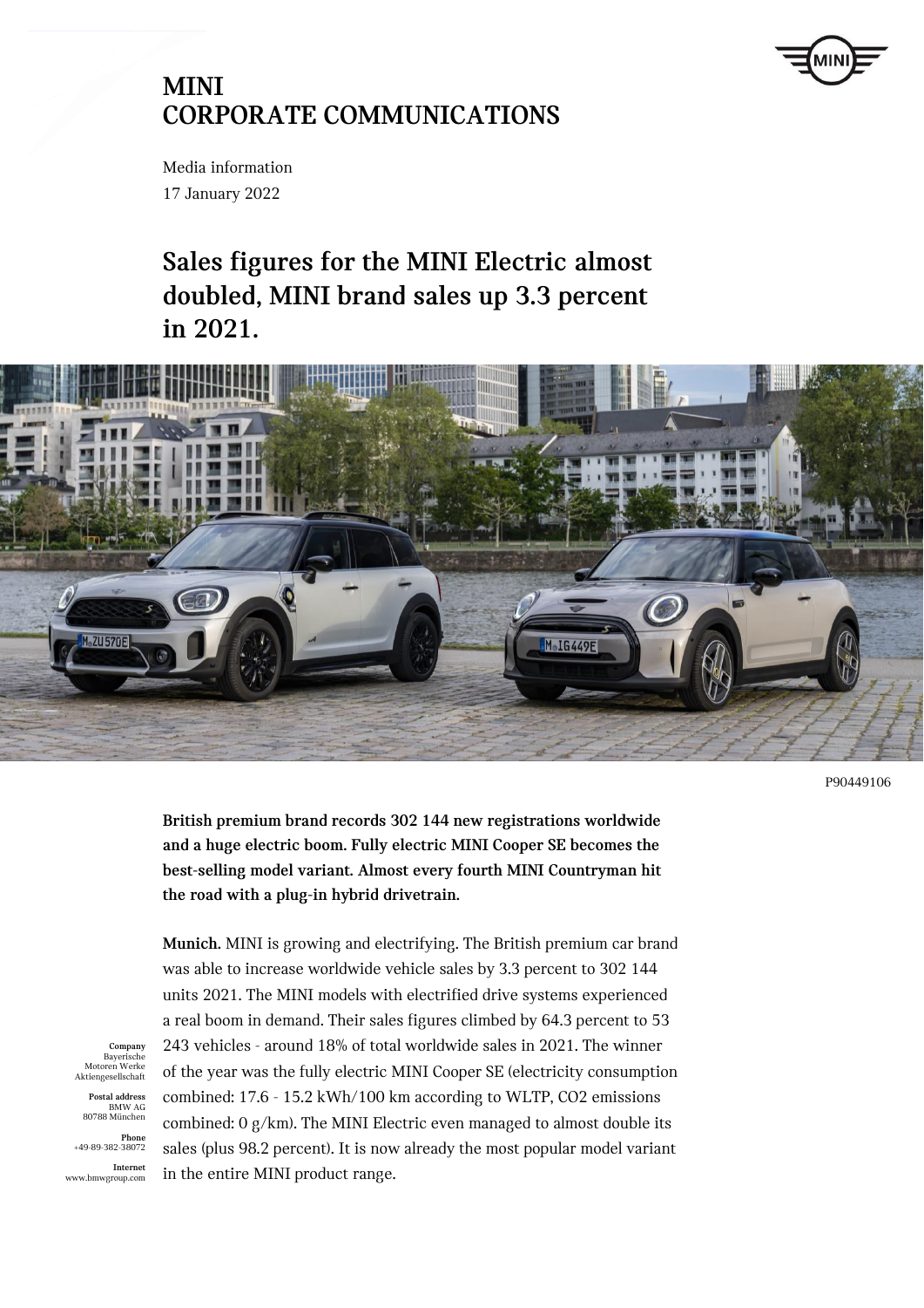# MINI
# CORPORATE COMMUNICATIONS

Media information
17 January 2022

## Sales figures for the MINI Electric almost doubled, MINI brand sales up 3.3 percent in 2021.

P90449106

**British premium brand records 302 144 new registrations worldwide and a huge electric boom. Fully electric MINI Cooper SE becomes the best-selling model variant. Almost every fourth MINI Countryman hit the road with a plug-in hybrid drivetrain.**

**Munich.** MINI is growing and electrifying. The British premium car brand was able to increase worldwide vehicle sales by 3.3 percent to 302 144 units 2021. The MINI models with electrified drive systems experienced a real boom in demand. Their sales figures climbed by 64.3 percent to 53 243 vehicles - around 18% of total worldwide sales in 2021. The winner of the year was the fully electric MINI Cooper SE (electricity consumption combined: 17.6 - 15.2 kWh/100 km according to WLTP, $CO_2$ emissions combined: 0 g/km). The MINI Electric even managed to almost double its sales (plus 98.2 percent). It is now already the most popular model variant in the entire MINI product range.

**Company**
Bayerische Motoren Werke Aktiengesellschaft

**Postal address**
BMW AG
80788 München

**Phone**
+49-89-382-38072

**Internet**
www.bmwgroup.com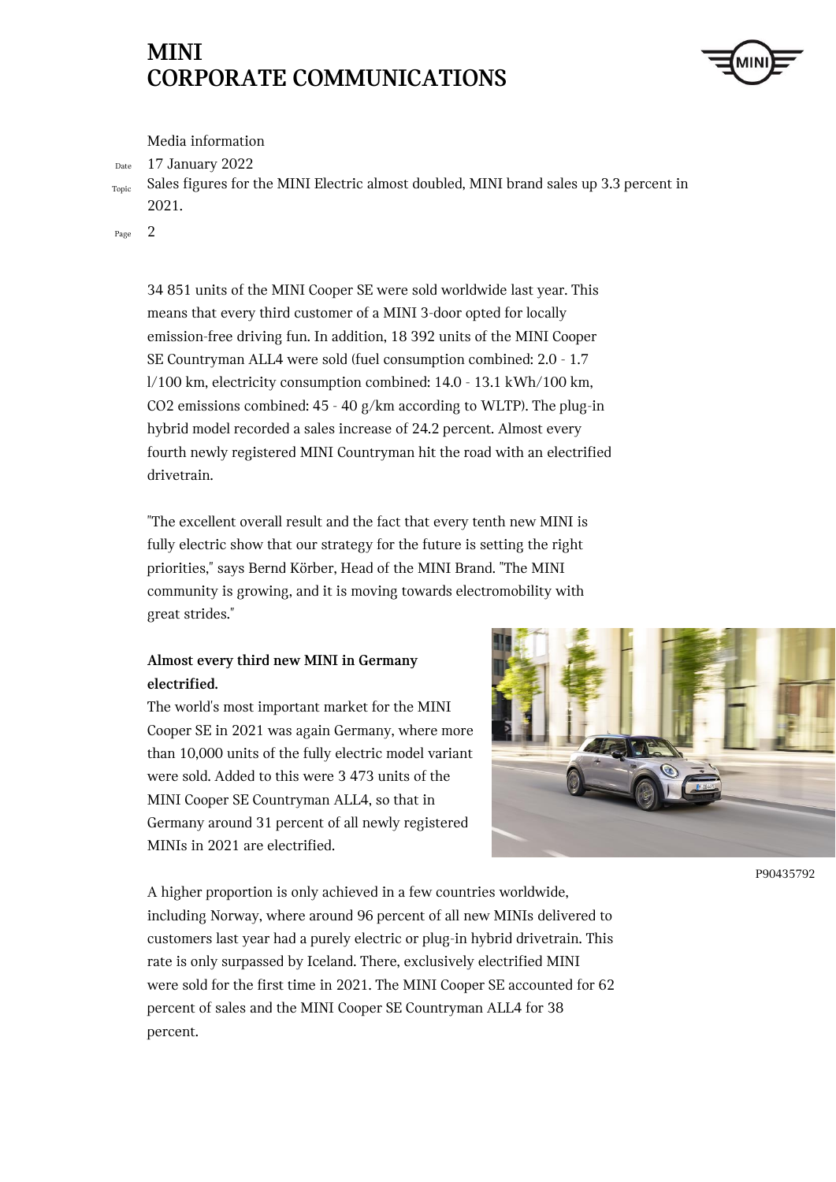34 851 units of the MINI Cooper SE were sold worldwide last year. This means that every third customer of a MINI 3-door opted for locally emission-free driving fun. In addition, 18 392 units of the MINI Cooper SE Countryman ALL4 were sold (fuel consumption combined: 2.0 - 1.7 l/100 km, electricity consumption combined: 14.0 - 13.1 kWh/100 km, $CO_2$ emissions combined: 45 - 40 g/km according to WLTP). The plug-in hybrid model recorded a sales increase of 24.2 percent. Almost every fourth newly registered MINI Countryman hit the road with an electrified drivetrain.

"The excellent overall result and the fact that every tenth new MINI is fully electric show that our strategy for the future is setting the right priorities," says Bernd Körber, Head of the MINI Brand. "The MINI community is growing, and it is moving towards electromobility with great strides."

**Almost every third new MINI in Germany electrified.**

The world's most important market for the MINI Cooper SE in 2021 was again Germany, where more than 10,000 units of the fully electric model variant were sold. Added to this were 3 473 units of the MINI Cooper SE Countryman ALL4, so that in Germany around 31 percent of all newly registered MINIs in 2021 are electrified.

P90435792

A higher proportion is only achieved in a few countries worldwide, including Norway, where around 96 percent of all new MINIs delivered to customers last year had a purely electric or plug-in hybrid drivetrain. This rate is only surpassed by Iceland. There, exclusively electrified MINI were sold for the first time in 2021. The MINI Cooper SE accounted for 62 percent of sales and the MINI Cooper SE Countryman ALL4 for 38 percent.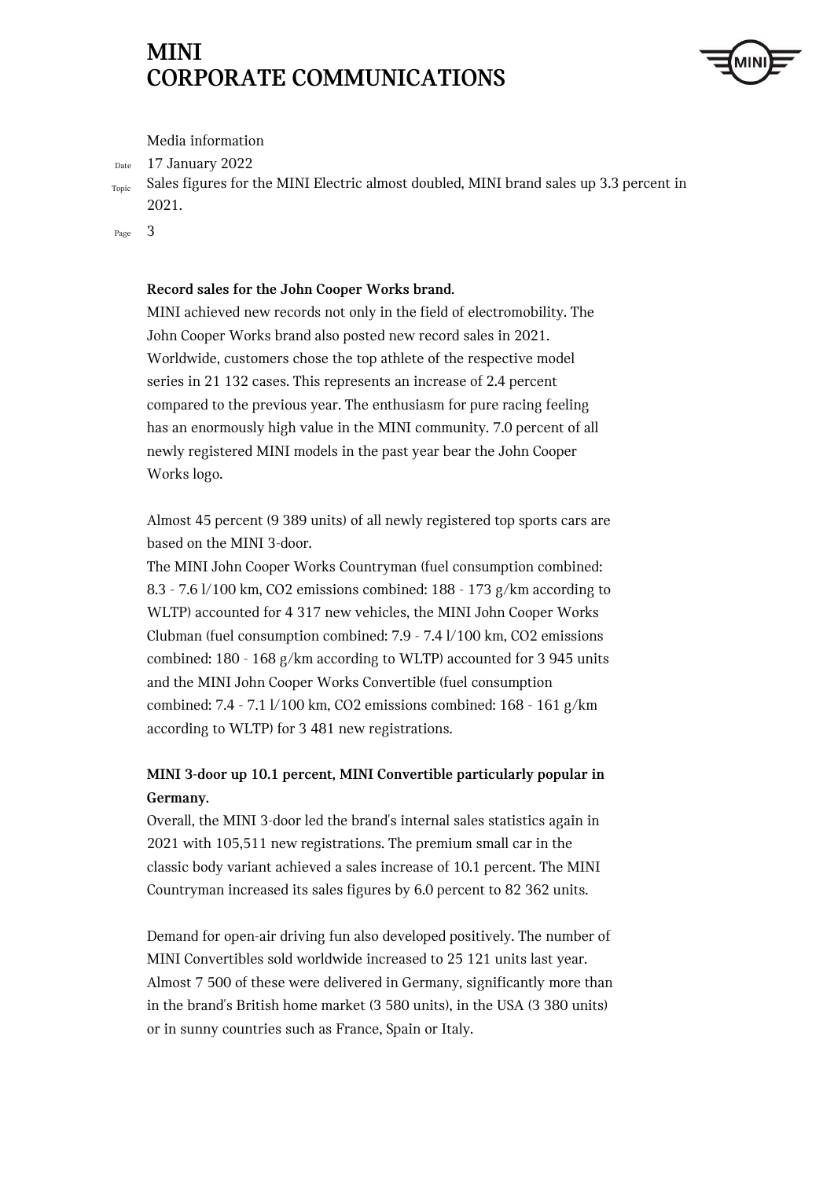Media information

Date 17 January 2022

Topic Sales figures for the MINI Electric almost doubled, MINI brand sales up 3.3 percent in 2021.

**Record sales for the John Cooper Works brand.**

MINI achieved new records not only in the field of electromobility. The John Cooper Works brand also posted new record sales in 2021. Worldwide, customers chose the top athlete of the respective model series in 21 132 cases. This represents an increase of 2.4 percent compared to the previous year. The enthusiasm for pure racing feeling has an enormously high value in the MINI community. 7.0 percent of all newly registered MINI models in the past year bear the John Cooper Works logo.

Almost 45 percent (9 389 units) of all newly registered top sports cars are based on the MINI 3-door.

The MINI John Cooper Works Countryman (fuel consumption combined: 8.3 - 7.6 l/100 km, CO2 emissions combined: 188 - 173 g/km according to WLTP) accounted for 4 317 new vehicles, the MINI John Cooper Works Clubman (fuel consumption combined: 7.9 - 7.4 l/100 km, CO2 emissions combined: 180 - 168 g/km according to WLTP) accounted for 3 945 units and the MINI John Cooper Works Convertible (fuel consumption combined: 7.4 - 7.1 l/100 km, CO2 emissions combined: 168 - 161 g/km according to WLTP) for 3 481 new registrations.

**MINI 3-door up 10.1 percent, MINI Convertible particularly popular in Germany.**

Overall, the MINI 3-door led the brand's internal sales statistics again in 2021 with 105,511 new registrations. The premium small car in the classic body variant achieved a sales increase of 10.1 percent. The MINI Countryman increased its sales figures by 6.0 percent to 82 362 units.

Demand for open-air driving fun also developed positively. The number of MINI Convertibles sold worldwide increased to 25 121 units last year. Almost 7 500 of these were delivered in Germany, significantly more than in the brand's British home market (3 580 units), in the USA (3 380 units) or in sunny countries such as France, Spain or Italy.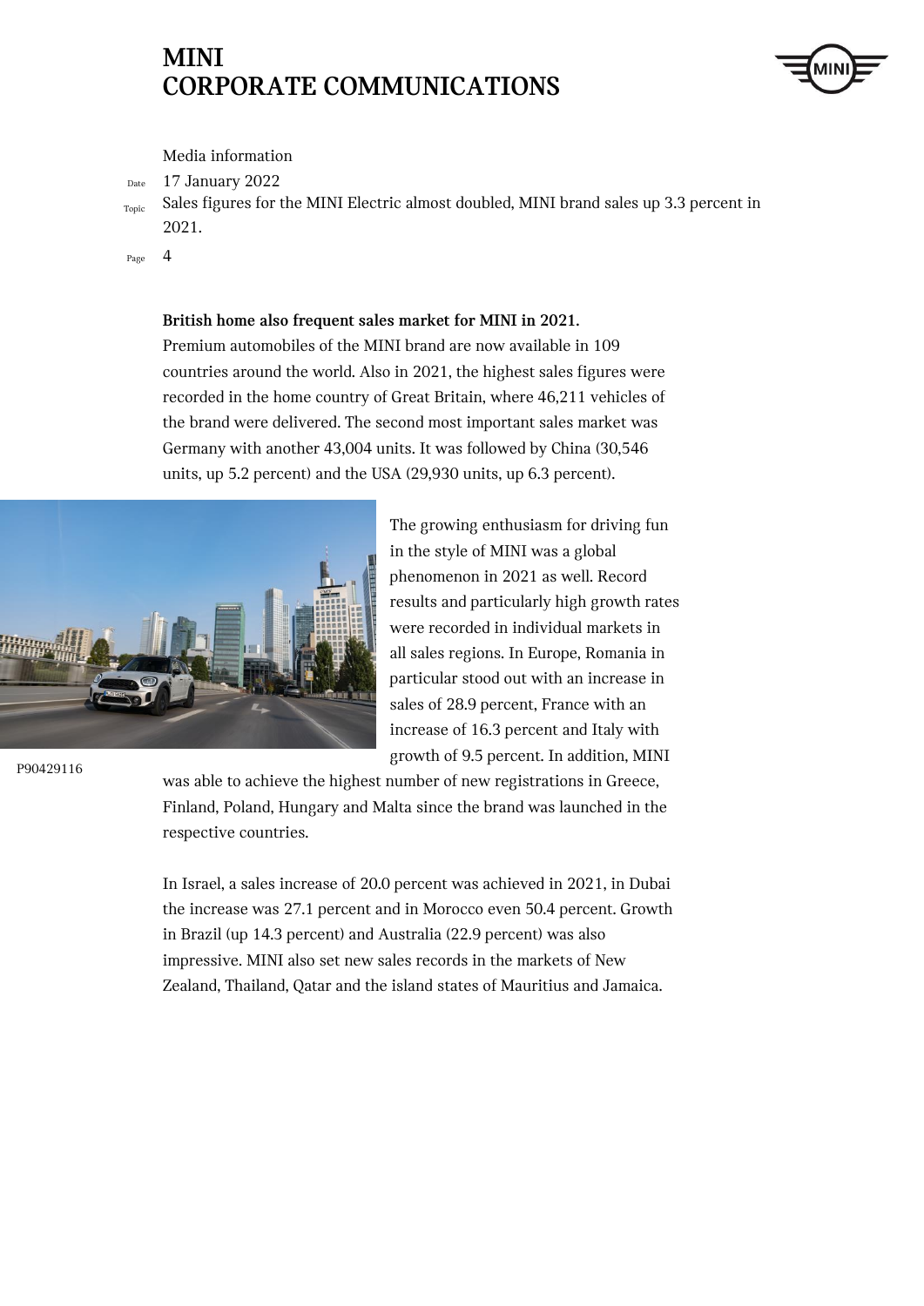**British home also frequent sales market for MINI in 2021.**

Premium automobiles of the MINI brand are now available in 109 countries around the world. Also in 2021, the highest sales figures were recorded in the home country of Great Britain, where 46,211 vehicles of the brand were delivered. The second most important sales market was Germany with another 43,004 units. It was followed by China (30,546 units, up 5.2 percent) and the USA (29,930 units, up 6.3 percent).

P90429116

The growing enthusiasm for driving fun in the style of MINI was a global phenomenon in 2021 as well. Record results and particularly high growth rates were recorded in individual markets in all sales regions. In Europe, Romania in particular stood out with an increase in sales of 28.9 percent, France with an increase of 16.3 percent and Italy with growth of 9.5 percent. In addition, MINI was able to achieve the highest number of new registrations in Greece, Finland, Poland, Hungary and Malta since the brand was launched in the respective countries.

In Israel, a sales increase of 20.0 percent was achieved in 2021, in Dubai the increase was 27.1 percent and in Morocco even 50.4 percent. Growth in Brazil (up 14.3 percent) and Australia (22.9 percent) was also impressive. MINI also set new sales records in the markets of New Zealand, Thailand, Qatar and the island states of Mauritius and Jamaica.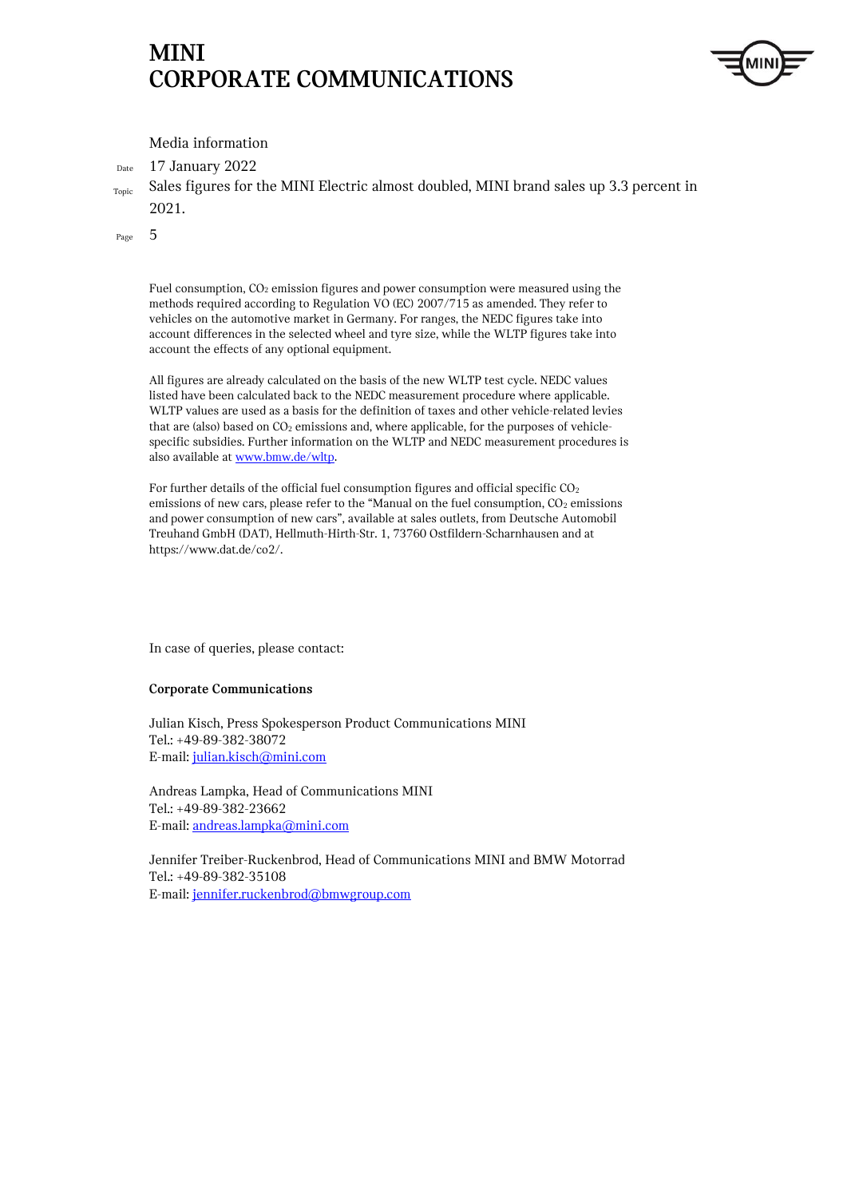Fuel consumption, $CO_2$ emission figures and power consumption were measured using the methods required according to Regulation VO (EC) 2007/715 as amended. They refer to vehicles on the automotive market in Germany. For ranges, the NEDC figures take into account differences in the selected wheel and tyre size, while the WLTP figures take into account the effects of any optional equipment.

All figures are already calculated on the basis of the new WLTP test cycle. NEDC values listed have been calculated back to the NEDC measurement procedure where applicable. WLTP values are used as a basis for the definition of taxes and other vehicle-related levies that are (also) based on $CO_2$ emissions and, where applicable, for the purposes of vehicle-specific subsidies. Further information on the WLTP and NEDC measurement procedures is also available at www.bmw.de/wltp.

For further details of the official fuel consumption figures and official specific $CO_2$ emissions of new cars, please refer to the "Manual on the fuel consumption, $CO_2$ emissions and power consumption of new cars", available at sales outlets, from Deutsche Automobil Treuhand GmbH (DAT), Hellmuth-Hirth-Str. 1, 73760 Ostfildern-Scharnhausen and at https://www.dat.de/co2/.

In case of queries, please contact:

**Corporate Communications**

Julian Kisch, Press Spokesperson Product Communications MINI
Tel.: +49-89-382-38072
E-mail: julian.kisch@mini.com

Andreas Lampka, Head of Communications MINI
Tel.: +49-89-382-23662
E-mail: andreas.lampka@mini.com

Jennifer Treiber-Ruckenbrod, Head of Communications MINI and BMW Motorrad
Tel.: +49-89-382-35108
E-mail: jennifer.ruckenbrod@bmwgroup.com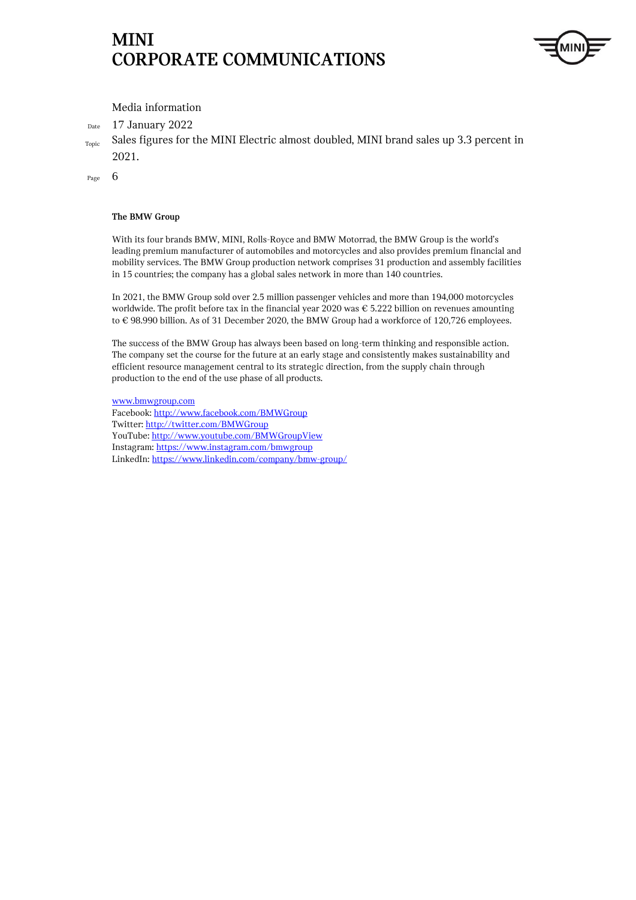**The BMW Group**

With its four brands BMW, MINI, Rolls-Royce and BMW Motorrad, the BMW Group is the world's leading premium manufacturer of automobiles and motorcycles and also provides premium financial and mobility services. The BMW Group production network comprises 31 production and assembly facilities in 15 countries; the company has a global sales network in more than 140 countries.

In 2021, the BMW Group sold over 2.5 million passenger vehicles and more than 194,000 motorcycles worldwide. The profit before tax in the financial year 2020 was € 5.222 billion on revenues amounting to € 98.990 billion. As of 31 December 2020, the BMW Group had a workforce of 120,726 employees.

The success of the BMW Group has always been based on long-term thinking and responsible action. The company set the course for the future at an early stage and consistently makes sustainability and efficient resource management central to its strategic direction, from the supply chain through production to the end of the use phase of all products.

www.bmwgroup.com
Facebook: http://www.facebook.com/BMWGroup
Twitter: http://twitter.com/BMWGroup
YouTube: http://www.youtube.com/BMWGroupView
Instagram: https://www.instagram.com/bmwgroup
LinkedIn: https://www.linkedin.com/company/bmw-group/